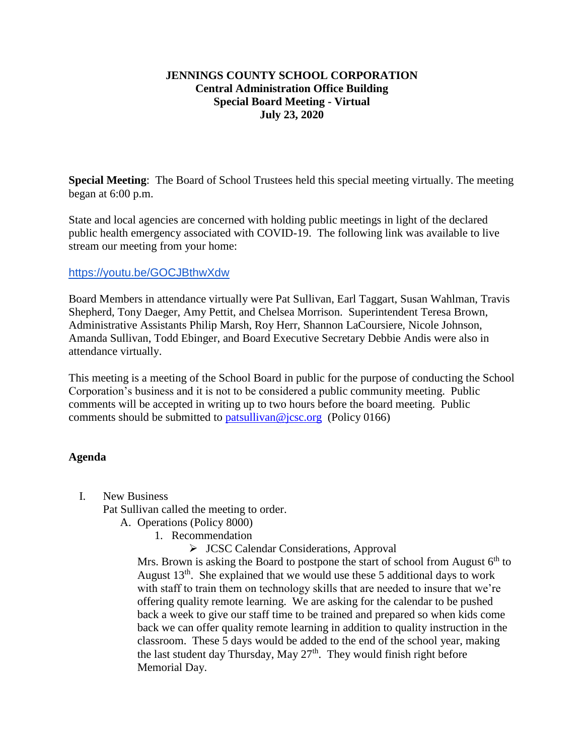**JENNINGS COUNTY SCHOOL CORPORATION**
**Central Administration Office Building**
**Special Board Meeting - Virtual**
**July 23, 2020**

**Special Meeting**: The Board of School Trustees held this special meeting virtually. The meeting began at 6:00 p.m.

State and local agencies are concerned with holding public meetings in light of the declared public health emergency associated with COVID-19. The following link was available to live stream our meeting from your home:

https://youtu.be/GOCJBthwXdw

Board Members in attendance virtually were Pat Sullivan, Earl Taggart, Susan Wahlman, Travis Shepherd, Tony Daeger, Amy Pettit, and Chelsea Morrison. Superintendent Teresa Brown, Administrative Assistants Philip Marsh, Roy Herr, Shannon LaCoursiere, Nicole Johnson, Amanda Sullivan, Todd Ebinger, and Board Executive Secretary Debbie Andis were also in attendance virtually.

This meeting is a meeting of the School Board in public for the purpose of conducting the School Corporation's business and it is not to be considered a public community meeting. Public comments will be accepted in writing up to two hours before the board meeting. Public comments should be submitted to patsullivan@jcsc.org (Policy 0166)

**Agenda**

I. New Business
   Pat Sullivan called the meeting to order.
   A. Operations (Policy 8000)
      1. Recommendation
         - JCSC Calendar Considerations, Approval

Mrs. Brown is asking the Board to postpone the start of school from August 6th to August 13th. She explained that we would use these 5 additional days to work with staff to train them on technology skills that are needed to insure that we're offering quality remote learning. We are asking for the calendar to be pushed back a week to give our staff time to be trained and prepared so when kids come back we can offer quality remote learning in addition to quality instruction in the classroom. These 5 days would be added to the end of the school year, making the last student day Thursday, May 27th. They would finish right before Memorial Day.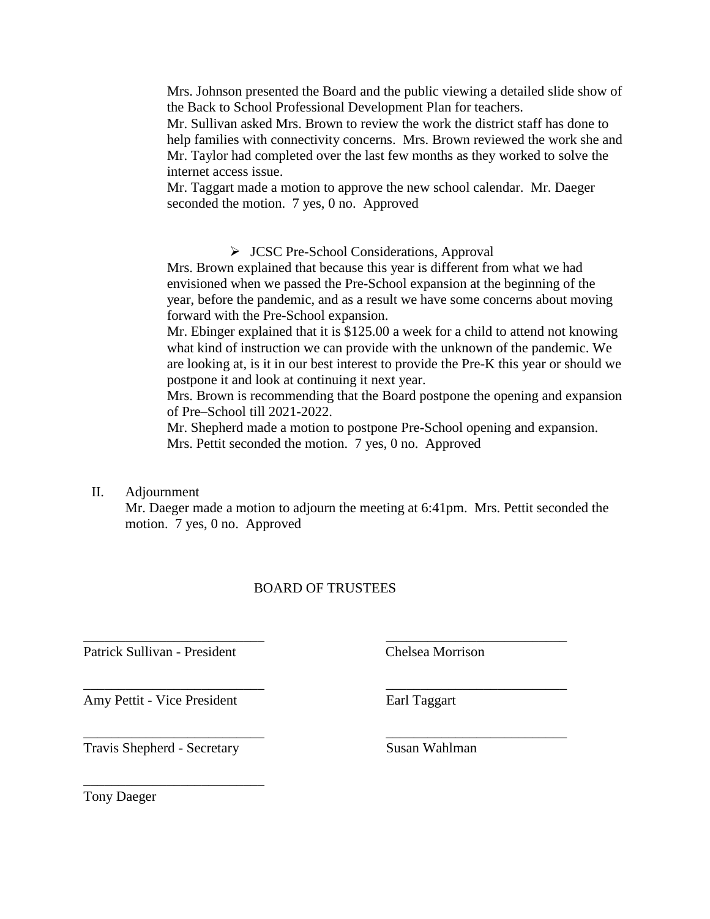Mrs. Johnson presented the Board and the public viewing a detailed slide show of the Back to School Professional Development Plan for teachers.

Mr. Sullivan asked Mrs. Brown to review the work the district staff has done to help families with connectivity concerns. Mrs. Brown reviewed the work she and Mr. Taylor had completed over the last few months as they worked to solve the internet access issue.

Mr. Taggart made a motion to approve the new school calendar. Mr. Daeger seconded the motion. 7 yes, 0 no. Approved

- JCSC Pre-School Considerations, Approval

Mrs. Brown explained that because this year is different from what we had envisioned when we passed the Pre-School expansion at the beginning of the year, before the pandemic, and as a result we have some concerns about moving forward with the Pre-School expansion.

Mr. Ebinger explained that it is $125.00 a week for a child to attend not knowing what kind of instruction we can provide with the unknown of the pandemic. We are looking at, is it in our best interest to provide the Pre-K this year or should we postpone it and look at continuing it next year.

Mrs. Brown is recommending that the Board postpone the opening and expansion of Pre–School till 2021-2022.

Mr. Shepherd made a motion to postpone Pre-School opening and expansion. Mrs. Pettit seconded the motion. 7 yes, 0 no. Approved

II. Adjournment

Mr. Daeger made a motion to adjourn the meeting at 6:41pm. Mrs. Pettit seconded the motion. 7 yes, 0 no. Approved

BOARD OF TRUSTEES

| | |
|---|---|
| ___________________________ | ___________________________ |
| Patrick Sullivan - President | Chelsea Morrison |
| ___________________________ | ___________________________ |
| Amy Pettit - Vice President | Earl Taggart |
| ___________________________ | ___________________________ |
| Travis Shepherd - Secretary | Susan Wahlman |
| ___________________________ | |
| Tony Daeger | |